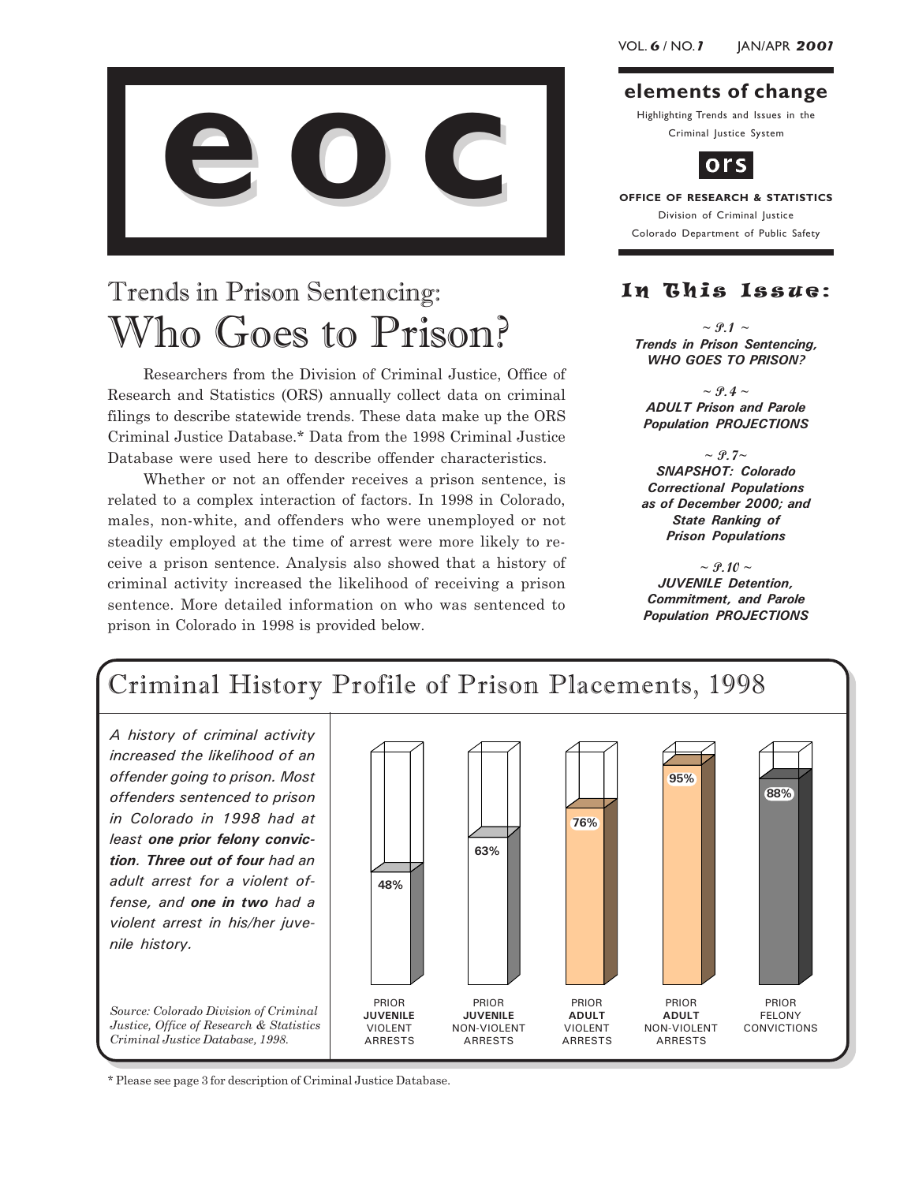# eoc

**elements of change**

Highlighting Trends and Issues in the Criminal Justice System

**ors**

**OFFICE OF RESEARCH & STATISTICS**

Division of Criminal Justice

Colorado Department of Public Safety

## In This Issue:

~ P.1 ~
***Trends in Prison Sentencing, WHO GOES TO PRISON?***

~ P.4 ~
***ADULT Prison and Parole Population PROJECTIONS***

~ P.7 ~
***SNAPSHOT: Colorado Correctional Populations as of December 2000; and State Ranking of Prison Populations***

~ P.10 ~
***JUVENILE Detention, Commitment, and Parole Population PROJECTIONS***

# Trends in Prison Sentencing: Who Goes to Prison?

Researchers from the Division of Criminal Justice, Office of Research and Statistics (ORS) annually collect data on criminal filings to describe statewide trends. These data make up the ORS Criminal Justice Database.* Data from the 1998 Criminal Justice Database were used here to describe offender characteristics.

Whether or not an offender receives a prison sentence, is related to a complex interaction of factors. In 1998 in Colorado, males, non-white, and offenders who were unemployed or not steadily employed at the time of arrest were more likely to receive a prison sentence. Analysis also showed that a history of criminal activity increased the likelihood of receiving a prison sentence. More detailed information on who was sentenced to prison in Colorado in 1998 is provided below.

## Criminal History Profile of Prison Placements, 1998

*A history of criminal activity increased the likelihood of an offender going to prison. Most offenders sentenced to prison in Colorado in 1998 had at least **one prior felony conviction**. **Three out of four** had an adult arrest for a violent offense, and **one in two** had a violent arrest in his/her juvenile history.*

| PRIOR **JUVENILE** VIOLENT ARRESTS | PRIOR **JUVENILE** NON-VIOLENT ARRESTS | PRIOR **ADULT** VIOLENT ARRESTS | PRIOR **ADULT** NON-VIOLENT ARRESTS | PRIOR FELONY CONVICTIONS |
|---|---|---|---|---|
| 48% | 63% | 76% | 95% | 88% |

*Source: Colorado Division of Criminal Justice, Office of Research & Statistics Criminal Justice Database, 1998.*

\* Please see page 3 for description of Criminal Justice Database.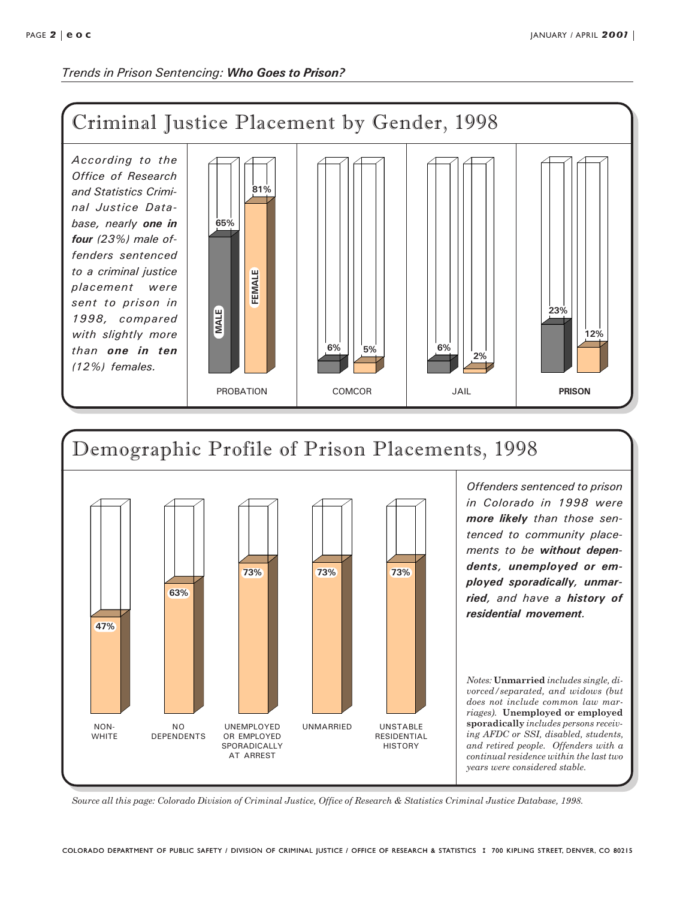*Trends in Prison Sentencing:* ***Who Goes to Prison?***

## Criminal Justice Placement by Gender, 1998

*According to the Office of Research and Statistics Criminal Justice Database, nearly* ***one in four*** *(23%) male offenders sentenced to a criminal justice placement were sent to prison in 1998, compared with slightly more than* ***one in ten*** *(12%) females.*

| | PROBATION | COMCOR | JAIL | **PRISON** |
|---|---|---|---|---|
| MALE | 65% | 6% | 6% | 23% |
| FEMALE | 81% | 5% | 2% | 12% |

## Demographic Profile of Prison Placements, 1998

| NON-WHITE | NO DEPENDENTS | UNEMPLOYED OR EMPLOYED SPORADICALLY AT ARREST | UNMARRIED | UNSTABLE RESIDENTIAL HISTORY |
|---|---|---|---|---|
| 47% | 63% | 73% | 73% | 73% |

*Offenders sentenced to prison in Colorado in 1998 were* ***more likely*** *than those sentenced to community placements to be* ***without dependents, unemployed or employed sporadically, unmarried,*** *and have a* ***history of residential movement.***

*Notes:* **Unmarried** *includes single, divorced/separated, and widows (but does not include common law marriages).* **Unemployed or employed sporadically** *includes persons receiving AFDC or SSI, disabled, students, and retired people. Offenders with a continual residence within the last two years were considered stable.*

*Source all this page: Colorado Division of Criminal Justice, Office of Research & Statistics Criminal Justice Database, 1998.*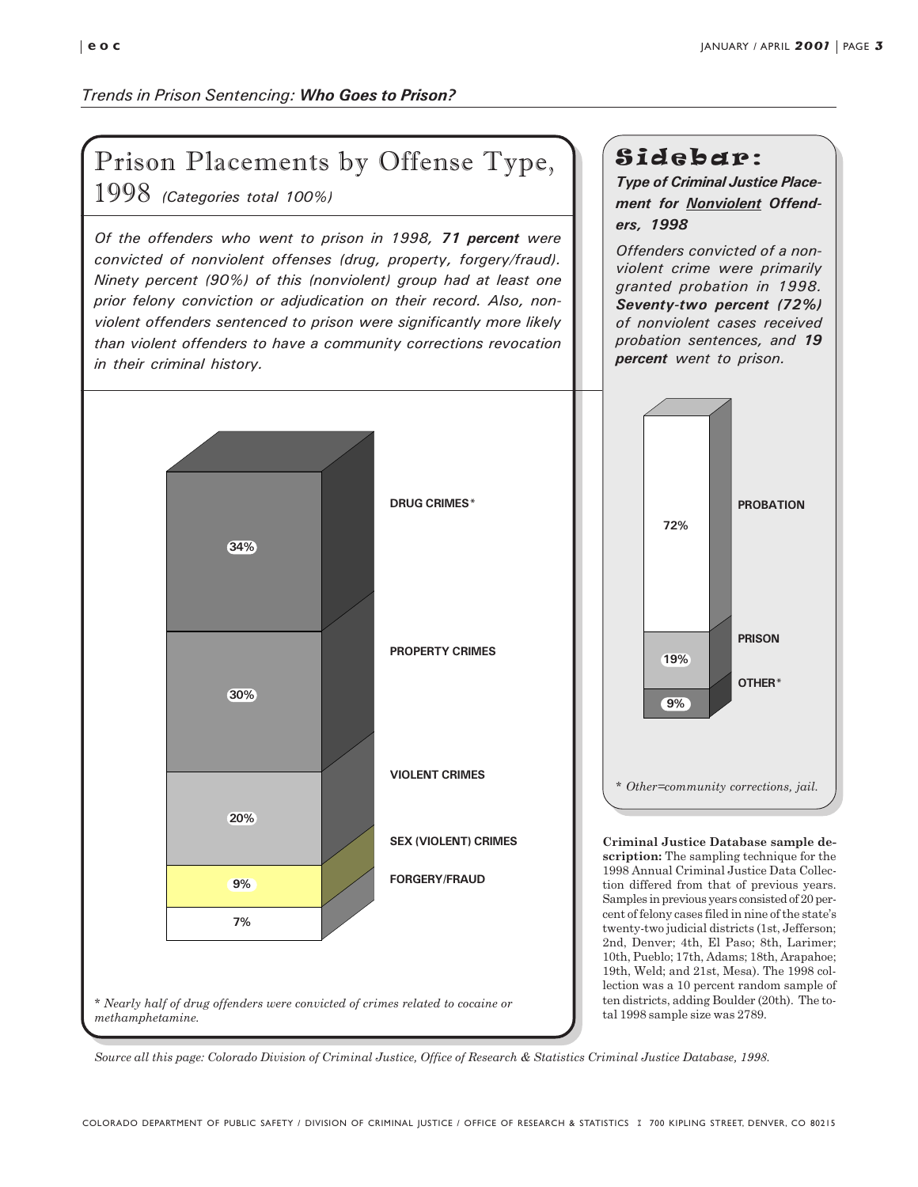*Trends in Prison Sentencing: **Who Goes to Prison?***

## Prison Placements by Offense Type, 1998 *(Categories total 100%)*

*Of the offenders who went to prison in 1998, **71 percent** were convicted of nonviolent offenses (drug, property, forgery/fraud). Ninety percent (90%) of this (nonviolent) group had at least one prior felony conviction or adjudication on their record. Also, nonviolent offenders sentenced to prison were significantly more likely than violent offenders to have a community corrections revocation in their criminal history.*

| Offense Type | Percent |
|---|---|
| DRUG CRIMES* | 34% |
| PROPERTY CRIMES | 30% |
| VIOLENT CRIMES | 20% |
| SEX (VIOLENT) CRIMES | 9% |
| FORGERY/FRAUD | 7% |

* *Nearly half of drug offenders were convicted of crimes related to cocaine or methamphetamine.*

## Sidebar:

***Type of Criminal Justice Placement for Nonviolent Offenders, 1998***

*Offenders convicted of a nonviolent crime were primarily granted probation in 1998. **Seventy-two percent (72%)** of nonviolent cases received probation sentences, and **19 percent** went to prison.*

| Placement | Percent |
|---|---|
| PROBATION | 72% |
| PRISON | 19% |
| OTHER* | 9% |

* *Other=community corrections, jail.*

**Criminal Justice Database sample description:** The sampling technique for the 1998 Annual Criminal Justice Data Collection differed from that of previous years. Samples in previous years consisted of 20 percent of felony cases filed in nine of the state's twenty-two judicial districts (1st, Jefferson; 2nd, Denver; 4th, El Paso; 8th, Larimer; 10th, Pueblo; 17th, Adams; 18th, Arapahoe; 19th, Weld; and 21st, Mesa). The 1998 collection was a 10 percent random sample of ten districts, adding Boulder (20th). The total 1998 sample size was 2789.

*Source all this page: Colorado Division of Criminal Justice, Office of Research & Statistics Criminal Justice Database, 1998.*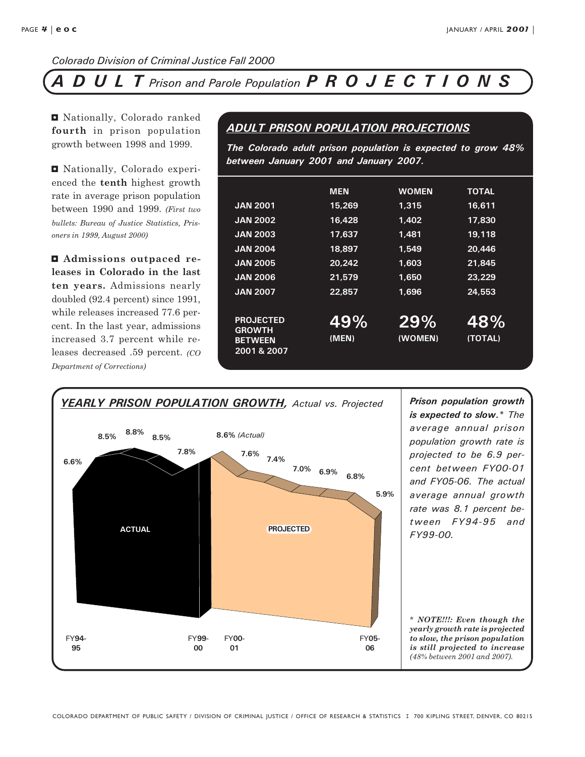*Colorado Division of Criminal Justice Fall 2000*

# ADULT Prison and Parole Population PROJECTIONS

- Nationally, Colorado ranked **fourth** in prison population growth between 1998 and 1999.

- Nationally, Colorado experienced the **tenth** highest growth rate in average prison population between 1990 and 1999. *(First two bullets: Bureau of Justice Statistics, Prisoners in 1999, August 2000)*

- **Admissions outpaced releases in Colorado in the last ten years.** Admissions nearly doubled (92.4 percent) since 1991, while releases increased 77.6 percent. In the last year, admissions increased 3.7 percent while releases decreased .59 percent. *(CO Department of Corrections)*

## ADULT PRISON POPULATION PROJECTIONS

***The Colorado adult prison population is expected to grow 48% between January 2001 and January 2007.***

| | MEN | WOMEN | TOTAL |
|---|---|---|---|
| JAN 2001 | 15,269 | 1,315 | 16,611 |
| JAN 2002 | 16,428 | 1,402 | 17,830 |
| JAN 2003 | 17,637 | 1,481 | 19,118 |
| JAN 2004 | 18,897 | 1,549 | 20,446 |
| JAN 2005 | 20,242 | 1,603 | 21,845 |
| JAN 2006 | 21,579 | 1,650 | 23,229 |
| JAN 2007 | 22,857 | 1,696 | 24,553 |
| PROJECTED GROWTH BETWEEN 2001 & 2007 | 49% (MEN) | 29% (WOMEN) | 48% (TOTAL) |

## YEARLY PRISON POPULATION GROWTH, *Actual vs. Projected*

| Fiscal Year | Growth | |
|---|---|---|
| FY94-95 | 6.6% | Actual |
| | 8.5% | Actual |
| | 8.8% | Actual |
| | 8.5% | Actual |
| | 7.8% | Actual |
| FY99-00 | 8.6% | Actual |
| FY00-01 | 7.6% | Projected |
| | 7.4% | Projected |
| | 7.0% | Projected |
| | 6.9% | Projected |
| | 6.8% | Projected |
| FY05-06 | 5.9% | Projected |

***Prison population growth is expected to slow.*** *\* The average annual prison population growth rate is projected to be 6.9 percent between FY00-01 and FY05-06. The actual average annual growth rate was 8.1 percent between FY94-95 and FY99-00.*

*\* NOTE!!!: Even though the yearly growth rate is projected to slow, the prison population is still projected to increase (48% between 2001 and 2007).*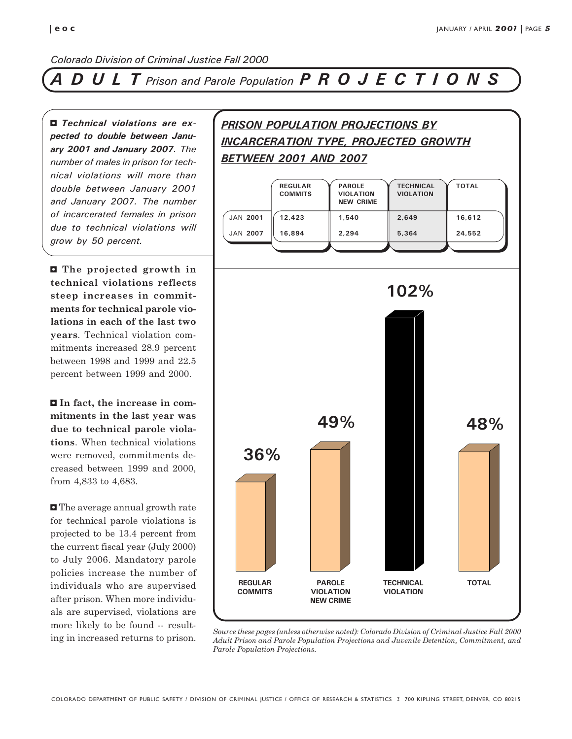*Colorado Division of Criminal Justice Fall 2000*

# ***ADULT*** *Prison and Parole Population* ***PROJECTIONS***

■ ***Technical violations are expected to double between January 2001 and January 2007****. The number of males in prison for technical violations will more than double between January 2001 and January 2007. The number of incarcerated females in prison due to technical violations will grow by 50 percent.*

■ **The projected growth in technical violations reflects steep increases in commitments for technical parole violations in each of the last two years**. Technical violation commitments increased 28.9 percent between 1998 and 1999 and 22.5 percent between 1999 and 2000.

■ **In fact, the increase in commitments in the last year was due to technical parole violations**. When technical violations were removed, commitments decreased between 1999 and 2000, from 4,833 to 4,683.

■ The average annual growth rate for technical parole violations is projected to be 13.4 percent from the current fiscal year (July 2000) to July 2006. Mandatory parole policies increase the number of individuals who are supervised after prison. When more individuals are supervised, violations are more likely to be found -- resulting in increased returns to prison.

## ***PRISON POPULATION PROJECTIONS BY INCARCERATION TYPE, PROJECTED GROWTH BETWEEN 2001 AND 2007***

| | REGULAR COMMITS | PAROLE VIOLATION NEW CRIME | TECHNICAL VIOLATION | TOTAL |
|---|---|---|---|---|
| JAN 2001 | 12,423 | 1,540 | 2,649 | 16,612 |
| JAN 2007 | 16,894 | 2,294 | 5,364 | 24,552 |

| REGULAR COMMITS | PAROLE VIOLATION NEW CRIME | TECHNICAL VIOLATION | TOTAL |
|---|---|---|---|
| 36% | 49% | 102% | 48% |

*Source these pages (unless otherwise noted): Colorado Division of Criminal Justice Fall 2000 Adult Prison and Parole Population Projections and Juvenile Detention, Commitment, and Parole Population Projections.*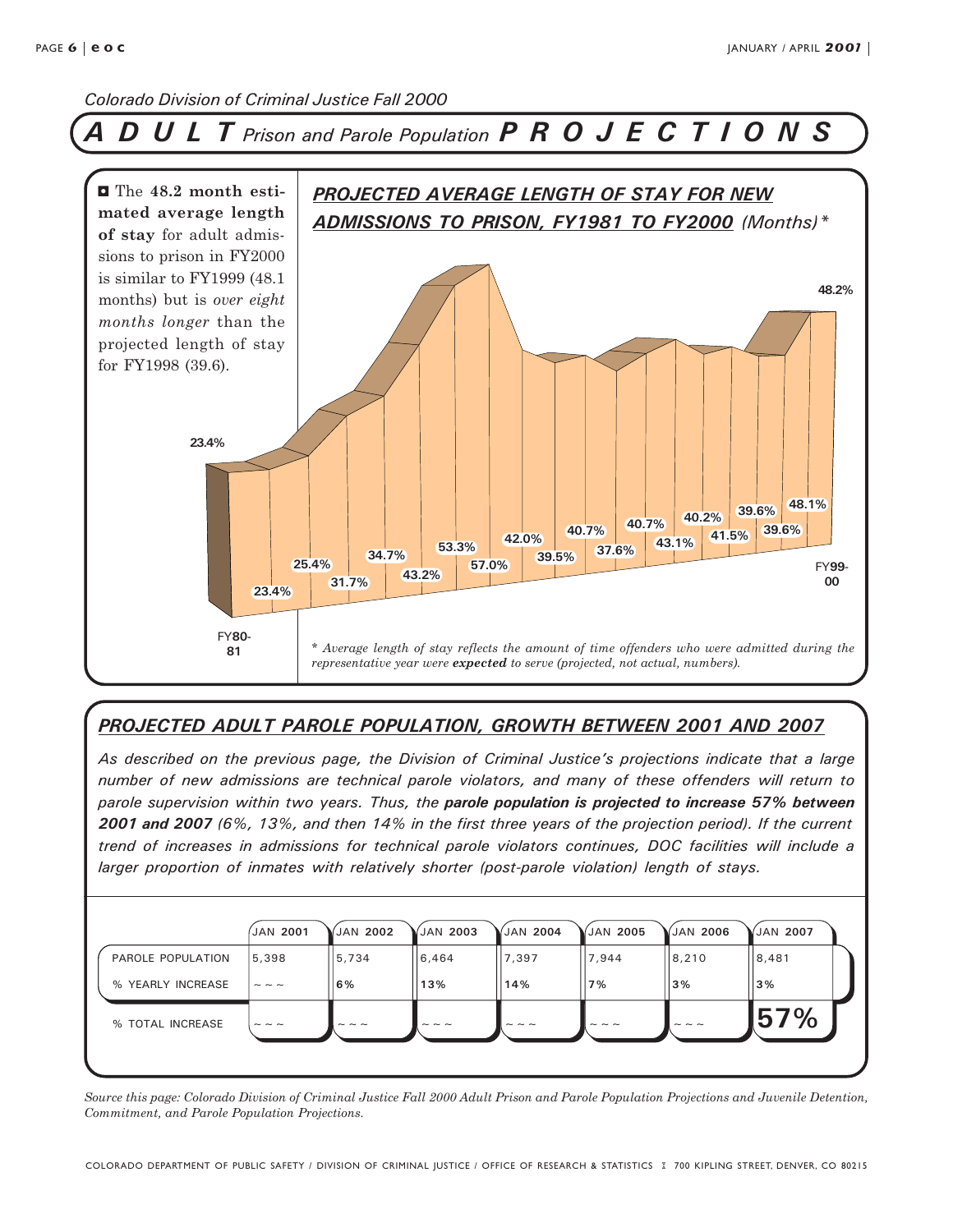*Colorado Division of Criminal Justice Fall 2000*

# ***A D U L T*** *Prison and Parole Population* ***P R O J E C T I O N S***

◘ The **48.2 month estimated average length of stay** for adult admissions to prison in FY2000 is similar to FY1999 (48.1 months) but is *over eight months longer* than the projected length of stay for FY1998 (39.6).

## ***PROJECTED AVERAGE LENGTH OF STAY FOR NEW ADMISSIONS TO PRISON, FY1981 TO FY2000*** *(Months)\**

23.4% | 23.4% | 25.4% | 31.7% | 34.7% | 43.2% | 53.3% | 57.0% | 42.0% | 39.5% | 40.7% | 37.6% | 40.7% | 43.1% | 40.2% | 41.5% | 39.6% | 39.6% | 48.1% | 48.2%

FY80-81 … FY99-00

*\* Average length of stay reflects the amount of time offenders who were admitted during the representative year were **expected** to serve (projected, not actual, numbers).*

## ***PROJECTED ADULT PAROLE POPULATION, GROWTH BETWEEN 2001 AND 2007***

*As described on the previous page, the Division of Criminal Justice's projections indicate that a large number of new admissions are technical parole violators, and many of these offenders will return to parole supervision within two years. Thus, the **parole population is projected to increase 57% between 2001 and 2007** (6%, 13%, and then 14% in the first three years of the projection period). If the current trend of increases in admissions for technical parole violators continues, DOC facilities will include a larger proportion of inmates with relatively shorter (post-parole violation) length of stays.*

| | JAN **2001** | JAN **2002** | JAN **2003** | JAN **2004** | JAN **2005** | JAN **2006** | JAN **2007** |
|---|---|---|---|---|---|---|---|
| PAROLE POPULATION | 5,398 | 5,734 | 6,464 | 7,397 | 7,944 | 8,210 | 8,481 |
| % YEARLY INCREASE | ~ ~ ~ | **6%** | **13%** | **14%** | **7%** | **3%** | **3%** |
| % TOTAL INCREASE | ~ ~ ~ | ~ ~ ~ | ~ ~ ~ | ~ ~ ~ | ~ ~ ~ | ~ ~ ~ | **57%** |

*Source this page: Colorado Division of Criminal Justice Fall 2000 Adult Prison and Parole Population Projections and Juvenile Detention, Commitment, and Parole Population Projections.*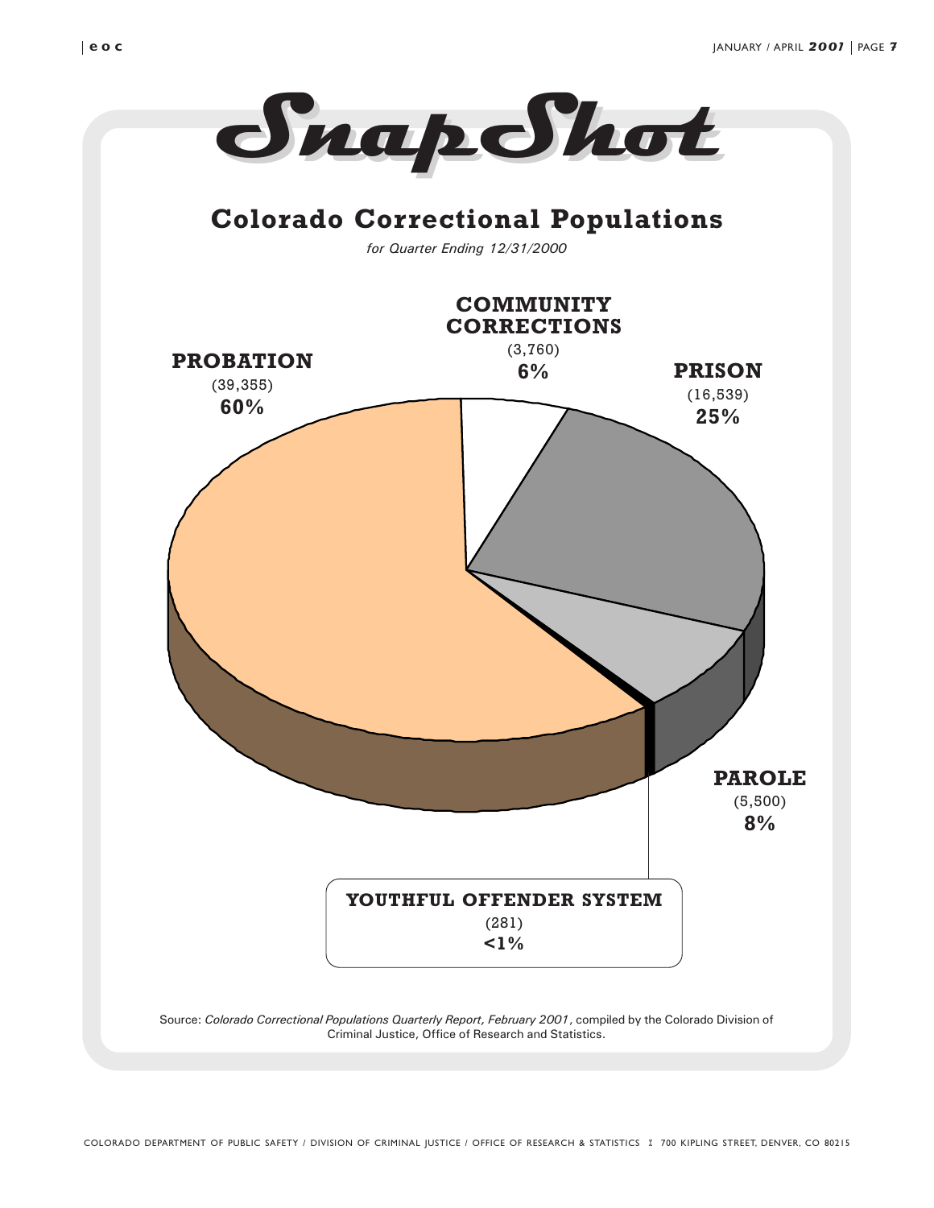# SnapShot

## Colorado Correctional Populations

*for Quarter Ending 12/31/2000*

**PROBATION**
(39,355)
**60%**

**COMMUNITY CORRECTIONS**
(3,760)
**6%**

**PRISON**
(16,539)
**25%**

**PAROLE**
(5,500)
**8%**

**YOUTHFUL OFFENDER SYSTEM**
(281)
**<1%**

Source: *Colorado Correctional Populations Quarterly Report, February 2001*, compiled by the Colorado Division of Criminal Justice, Office of Research and Statistics.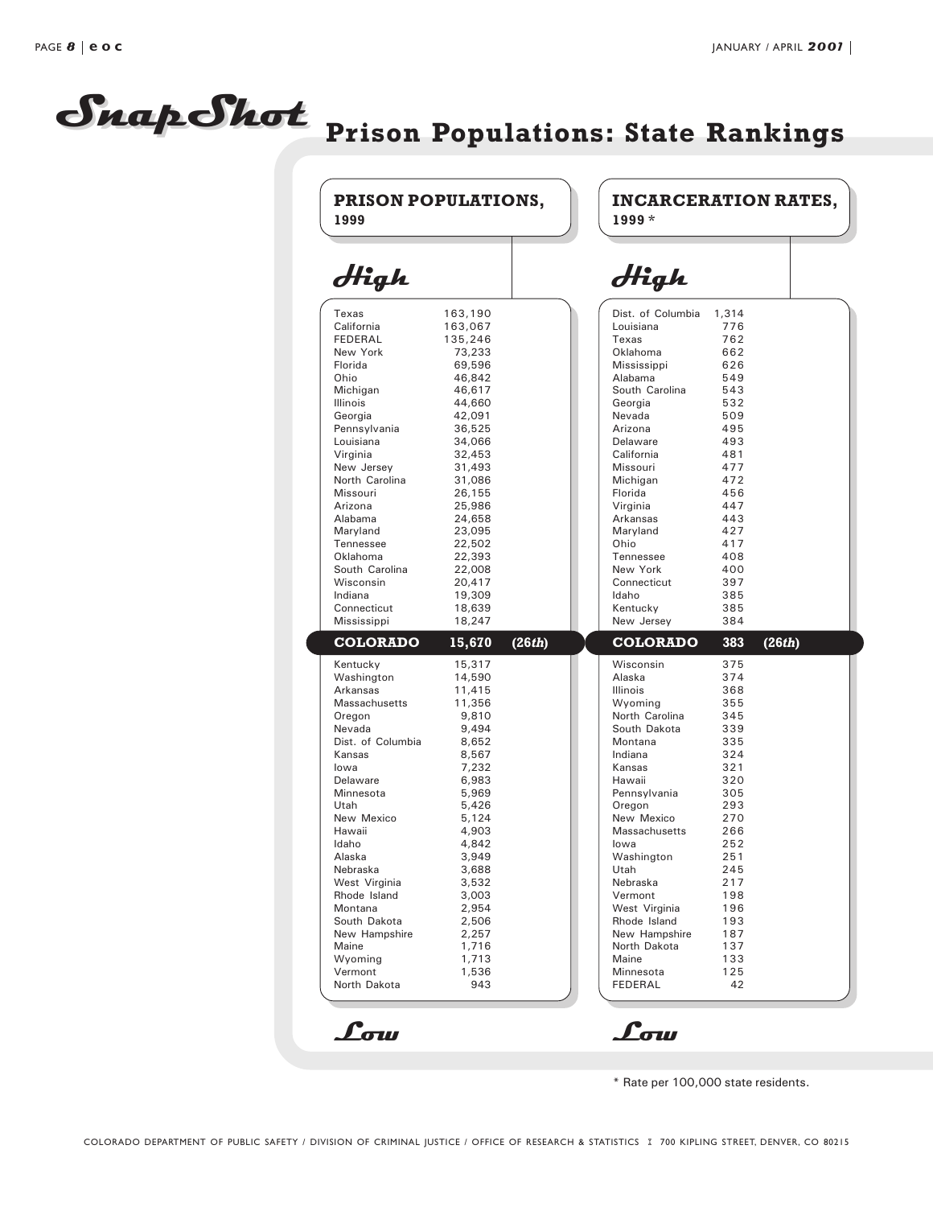# SnapShot Prison Populations: State Rankings

## PRISON POPULATIONS, 1999

*High*

| State | Population | Rank |
|---|---|---|
| Texas | 163,190 | |
| California | 163,067 | |
| FEDERAL | 135,246 | |
| New York | 73,233 | |
| Florida | 69,596 | |
| Ohio | 46,842 | |
| Michigan | 46,617 | |
| Illinois | 44,660 | |
| Georgia | 42,091 | |
| Pennsylvania | 36,525 | |
| Louisiana | 34,066 | |
| Virginia | 32,453 | |
| New Jersey | 31,493 | |
| North Carolina | 31,086 | |
| Missouri | 26,155 | |
| Arizona | 25,986 | |
| Alabama | 24,658 | |
| Maryland | 23,095 | |
| Tennessee | 22,502 | |
| Oklahoma | 22,393 | |
| South Carolina | 22,008 | |
| Wisconsin | 20,417 | |
| Indiana | 19,309 | |
| Connecticut | 18,639 | |
| Mississippi | 18,247 | |
| **COLORADO** | **15,670** | **(26*th*)** |
| Kentucky | 15,317 | |
| Washington | 14,590 | |
| Arkansas | 11,415 | |
| Massachusetts | 11,356 | |
| Oregon | 9,810 | |
| Nevada | 9,494 | |
| Dist. of Columbia | 8,652 | |
| Kansas | 8,567 | |
| Iowa | 7,232 | |
| Delaware | 6,983 | |
| Minnesota | 5,969 | |
| Utah | 5,426 | |
| New Mexico | 5,124 | |
| Hawaii | 4,903 | |
| Idaho | 4,842 | |
| Alaska | 3,949 | |
| Nebraska | 3,688 | |
| West Virginia | 3,532 | |
| Rhode Island | 3,003 | |
| Montana | 2,954 | |
| South Dakota | 2,506 | |
| New Hampshire | 2,257 | |
| Maine | 1,716 | |
| Wyoming | 1,713 | |
| Vermont | 1,536 | |
| North Dakota | 943 | |

*Low*

## INCARCERATION RATES, 1999 *

*High*

| State | Rate | Rank |
|---|---|---|
| Dist. of Columbia | 1,314 | |
| Louisiana | 776 | |
| Texas | 762 | |
| Oklahoma | 662 | |
| Mississippi | 626 | |
| Alabama | 549 | |
| South Carolina | 543 | |
| Georgia | 532 | |
| Nevada | 509 | |
| Arizona | 495 | |
| Delaware | 493 | |
| California | 481 | |
| Missouri | 477 | |
| Michigan | 472 | |
| Florida | 456 | |
| Virginia | 447 | |
| Arkansas | 443 | |
| Maryland | 427 | |
| Ohio | 417 | |
| Tennessee | 408 | |
| New York | 400 | |
| Connecticut | 397 | |
| Idaho | 385 | |
| Kentucky | 385 | |
| New Jersey | 384 | |
| **COLORADO** | **383** | **(26*th*)** |
| Wisconsin | 375 | |
| Alaska | 374 | |
| Illinois | 368 | |
| Wyoming | 355 | |
| North Carolina | 345 | |
| South Dakota | 339 | |
| Montana | 335 | |
| Indiana | 324 | |
| Kansas | 321 | |
| Hawaii | 320 | |
| Pennsylvania | 305 | |
| Oregon | 293 | |
| New Mexico | 270 | |
| Massachusetts | 266 | |
| Iowa | 252 | |
| Washington | 251 | |
| Utah | 245 | |
| Nebraska | 217 | |
| Vermont | 198 | |
| West Virginia | 196 | |
| Rhode Island | 193 | |
| New Hampshire | 187 | |
| North Dakota | 137 | |
| Maine | 133 | |
| Minnesota | 125 | |
| FEDERAL | 42 | |

*Low*

* Rate per 100,000 state residents.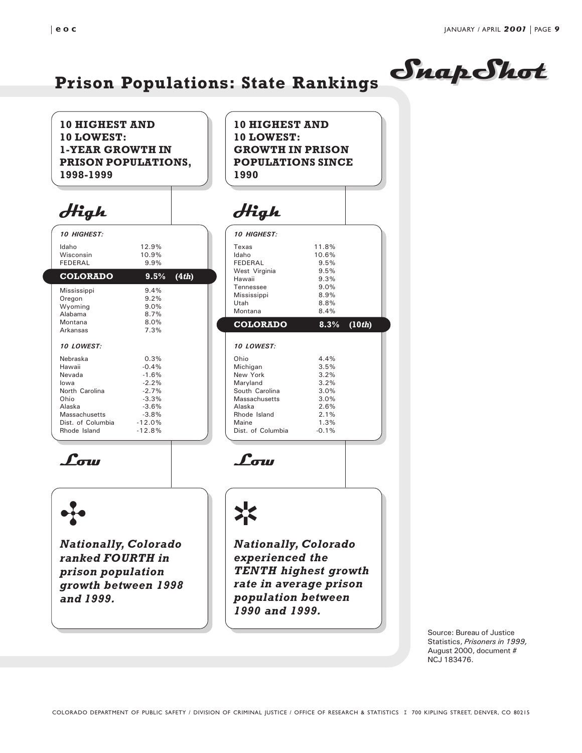# SnapShot

## Prison Populations: State Rankings

### 10 HIGHEST AND 10 LOWEST: 1-YEAR GROWTH IN PRISON POPULATIONS, 1998-1999

*High*

*10 HIGHEST:*

| State | Growth | |
|---|---|---|
| Idaho | 12.9% | |
| Wisconsin | 10.9% | |
| FEDERAL | 9.9% | |
| **COLORADO** | **9.5%** | **(4*th*)** |
| Mississippi | 9.4% | |
| Oregon | 9.2% | |
| Wyoming | 9.0% | |
| Alabama | 8.7% | |
| Montana | 8.0% | |
| Arkansas | 7.3% | |

*10 LOWEST:*

| State | Growth |
|---|---|
| Nebraska | 0.3% |
| Hawaii | -0.4% |
| Nevada | -1.6% |
| Iowa | -2.2% |
| North Carolina | -2.7% |
| Ohio | -3.3% |
| Alaska | -3.6% |
| Massachusetts | -3.8% |
| Dist. of Columbia | -12.0% |
| Rhode Island | -12.8% |

*Low*

***Nationally, Colorado ranked FOURTH in prison population growth between 1998 and 1999.***

### 10 HIGHEST AND 10 LOWEST: GROWTH IN PRISON POPULATIONS SINCE 1990

*High*

*10 HIGHEST:*

| State | Growth | |
|---|---|---|
| Texas | 11.8% | |
| Idaho | 10.6% | |
| FEDERAL | 9.5% | |
| West Virginia | 9.5% | |
| Hawaii | 9.3% | |
| Tennessee | 9.0% | |
| Mississippi | 8.9% | |
| Utah | 8.8% | |
| Montana | 8.4% | |
| **COLORADO** | **8.3%** | **(10*th*)** |

*10 LOWEST:*

| State | Growth |
|---|---|
| Ohio | 4.4% |
| Michigan | 3.5% |
| New York | 3.2% |
| Maryland | 3.2% |
| South Carolina | 3.0% |
| Massachusetts | 3.0% |
| Alaska | 2.6% |
| Rhode Island | 2.1% |
| Maine | 1.3% |
| Dist. of Columbia | -0.1% |

*Low*

***Nationally, Colorado experienced the TENTH highest growth rate in average prison population between 1990 and 1999.***

Source: Bureau of Justice Statistics, *Prisoners in 1999,* August 2000, document # NCJ 183476.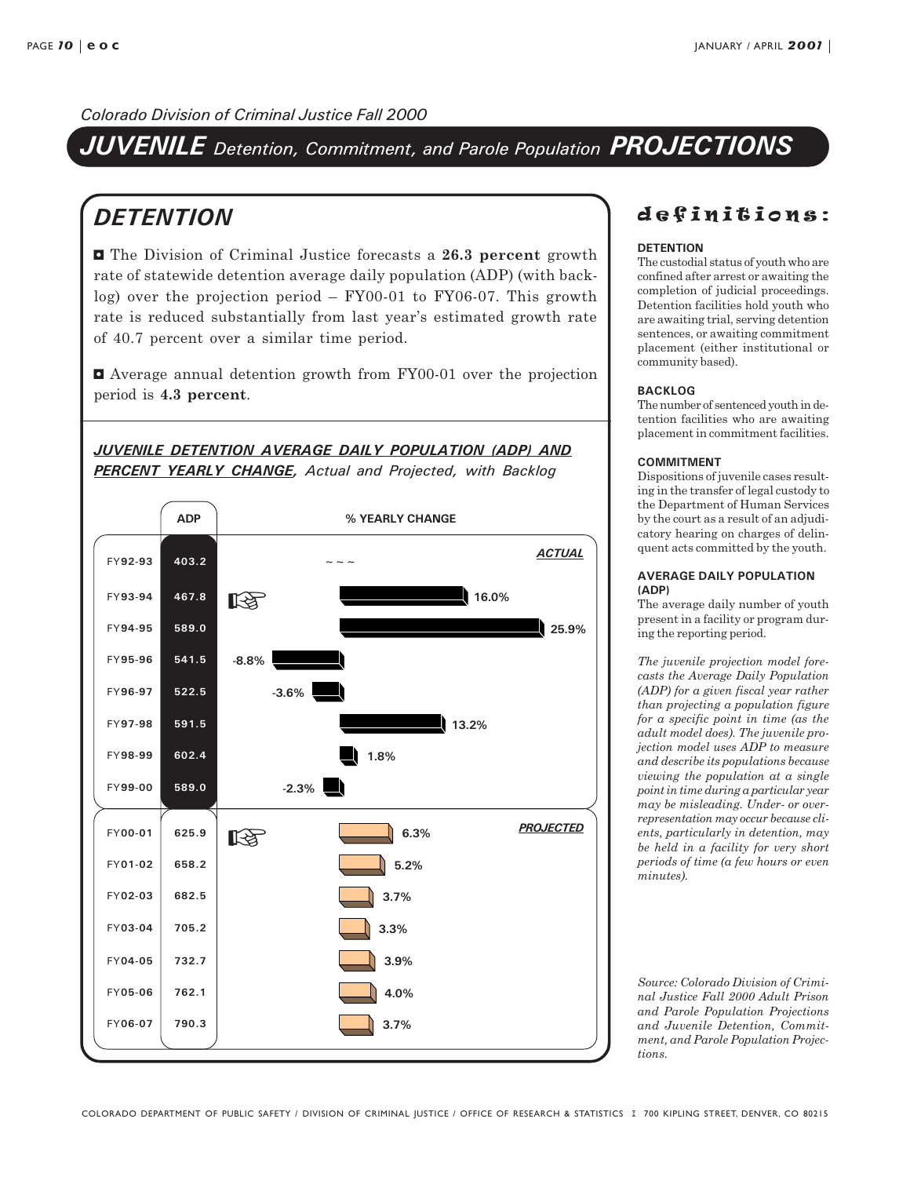*Colorado Division of Criminal Justice Fall 2000*

# ***JUVENILE*** *Detention, Commitment, and Parole Population* ***PROJECTIONS***

## *DETENTION*

- The Division of Criminal Justice forecasts a **26.3 percent** growth rate of statewide detention average daily population (ADP) (with backlog) over the projection period – FY00-01 to FY06-07. This growth rate is reduced substantially from last year's estimated growth rate of 40.7 percent over a similar time period.

- Average annual detention growth from FY00-01 over the projection period is **4.3 percent**.

***JUVENILE DETENTION AVERAGE DAILY POPULATION (ADP) AND PERCENT YEARLY CHANGE****, Actual and Projected, with Backlog*

| | ADP | % YEARLY CHANGE |
|---|---|---|
| ***ACTUAL*** | | |
| FY92-93 | 403.2 | ~ ~ ~ |
| FY93-94 | 467.8 | 16.0% |
| FY94-95 | 589.0 | 25.9% |
| FY95-96 | 541.5 | -8.8% |
| FY96-97 | 522.5 | -3.6% |
| FY97-98 | 591.5 | 13.2% |
| FY98-99 | 602.4 | 1.8% |
| FY99-00 | 589.0 | -2.3% |
| ***PROJECTED*** | | |
| FY00-01 | 625.9 | 6.3% |
| FY01-02 | 658.2 | 5.2% |
| FY02-03 | 682.5 | 3.7% |
| FY03-04 | 705.2 | 3.3% |
| FY04-05 | 732.7 | 3.9% |
| FY05-06 | 762.1 | 4.0% |
| FY06-07 | 790.3 | 3.7% |

## definitions:

**DETENTION**
The custodial status of youth who are confined after arrest or awaiting the completion of judicial proceedings. Detention facilities hold youth who are awaiting trial, serving detention sentences, or awaiting commitment placement (either institutional or community based).

**BACKLOG**
The number of sentenced youth in detention facilities who are awaiting placement in commitment facilities.

**COMMITMENT**
Dispositions of juvenile cases resulting in the transfer of legal custody to the Department of Human Services by the court as a result of an adjudicatory hearing on charges of delinquent acts committed by the youth.

**AVERAGE DAILY POPULATION (ADP)**
The average daily number of youth present in a facility or program during the reporting period.

*The juvenile projection model forecasts the Average Daily Population (ADP) for a given fiscal year rather than projecting a population figure for a specific point in time (as the adult model does). The juvenile projection model uses ADP to measure and describe its populations because viewing the population at a single point in time during a particular year may be misleading. Under- or over-representation may occur because clients, particularly in detention, may be held in a facility for very short periods of time (a few hours or even minutes).*

*Source: Colorado Division of Criminal Justice Fall 2000 Adult Prison and Parole Population Projections and Juvenile Detention, Commitment, and Parole Population Projections.*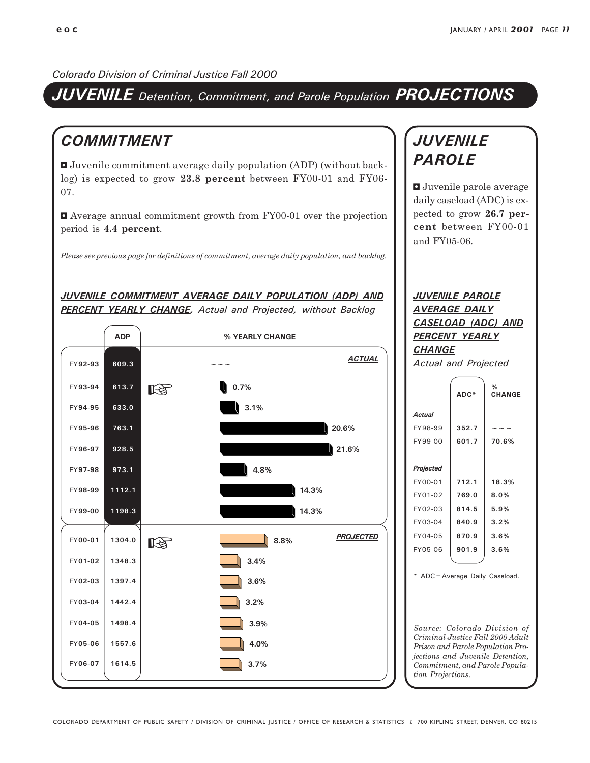*Colorado Division of Criminal Justice Fall 2000*

# JUVENILE Detention, Commitment, and Parole Population PROJECTIONS

## COMMITMENT

- Juvenile commitment average daily population (ADP) (without backlog) is expected to grow **23.8 percent** between FY00-01 and FY06-07.

- Average annual commitment growth from FY00-01 over the projection period is **4.4 percent**.

*Please see previous page for definitions of commitment, average daily population, and backlog.*

### JUVENILE COMMITMENT AVERAGE DAILY POPULATION (ADP) AND PERCENT YEARLY CHANGE, *Actual and Projected, without Backlog*

| | ADP | % YEARLY CHANGE |
|---|---|---|
| ***ACTUAL*** | | |
| FY92-93 | 609.3 | ~ ~ ~ |
| FY93-94 | 613.7 | 0.7% |
| FY94-95 | 633.0 | 3.1% |
| FY95-96 | 763.1 | 20.6% |
| FY96-97 | 928.5 | 21.6% |
| FY97-98 | 973.1 | 4.8% |
| FY98-99 | 1112.1 | 14.3% |
| FY99-00 | 1198.3 | 14.3% |
| ***PROJECTED*** | | |
| FY00-01 | 1304.0 | 8.8% |
| FY01-02 | 1348.3 | 3.4% |
| FY02-03 | 1397.4 | 3.6% |
| FY03-04 | 1442.4 | 3.2% |
| FY04-05 | 1498.4 | 3.9% |
| FY05-06 | 1557.6 | 4.0% |
| FY06-07 | 1614.5 | 3.7% |

## JUVENILE PAROLE

- Juvenile parole average daily caseload (ADC) is expected to grow **26.7 percent** between FY00-01 and FY05-06.

### JUVENILE PAROLE AVERAGE DAILY CASELOAD (ADC) AND PERCENT YEARLY CHANGE *Actual and Projected*

| | ADC* | % CHANGE |
|---|---|---|
| ***Actual*** | | |
| FY98-99 | 352.7 | ~ ~ ~ |
| FY99-00 | 601.7 | 70.6% |
| ***Projected*** | | |
| FY00-01 | 712.1 | 18.3% |
| FY01-02 | 769.0 | 8.0% |
| FY02-03 | 814.5 | 5.9% |
| FY03-04 | 840.9 | 3.2% |
| FY04-05 | 870.9 | 3.6% |
| FY05-06 | 901.9 | 3.6% |

\* ADC = Average Daily Caseload.

*Source: Colorado Division of Criminal Justice Fall 2000 Adult Prison and Parole Population Projections and Juvenile Detention, Commitment, and Parole Population Projections.*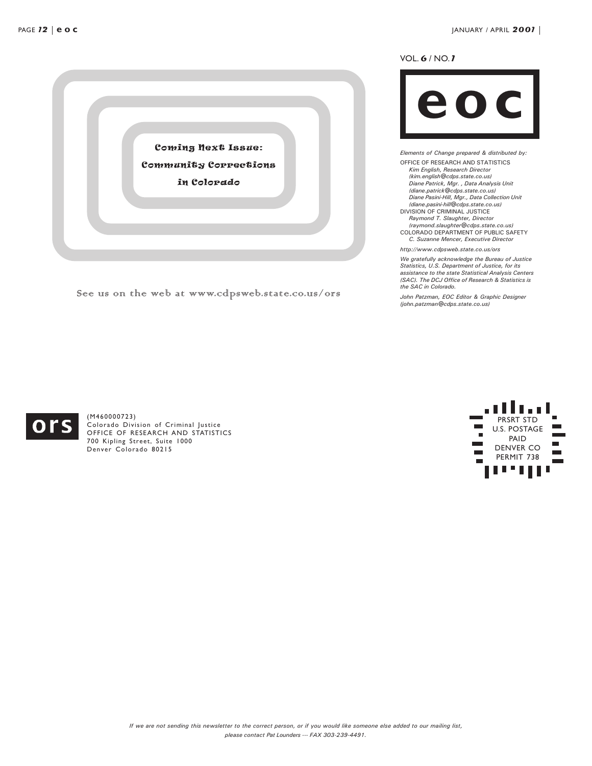**Coming Next Issue:**

**Community Corrections**

**in Colorado**

See us on the web at www.cdpsweb.state.co.us/ors

VOL. ***6*** / NO. ***1***

# eoc

*Elements of Change prepared & distributed by:*

OFFICE OF RESEARCH AND STATISTICS
*Kim English, Research Director*
*(kim.english@cdps.state.co.us)*
*Diane Patrick, Mgr. , Data Analysis Unit*
*(diane.patrick@cdps.state.co.us)*
*Diane Pasini-Hill, Mgr., Data Collection Unit*
*(diane.pasini-hill@cdps.state.co.us)*

DIVISION OF CRIMINAL JUSTICE
*Raymond T. Slaughter, Director*
*(raymond.slaughter@cdps.state.co.us)*

COLORADO DEPARTMENT OF PUBLIC SAFETY
*C. Suzanne Mencer, Executive Director*

*http://www.cdpsweb.state.co.us/ors*

*We gratefully acknowledge the Bureau of Justice Statistics, U.S. Department of Justice, for its assistance to the state Statistical Analysis Centers (SAC). The DCJ Office of Research & Statistics is the SAC in Colorado.*

*John Patzman, EOC Editor & Graphic Designer*
*(john.patzman@cdps.state.co.us)*

**ors**

(M460000723)
Colorado Division of Criminal Justice
OFFICE OF RESEARCH AND STATISTICS
700 Kipling Street, Suite 1000
Denver Colorado 80215

PRSRT STD
U.S. POSTAGE
PAID
DENVER CO
PERMIT 738

*If we are not sending this newsletter to the correct person, or if you would like someone else added to our mailing list, please contact Pat Lounders --- FAX 303-239-4491.*